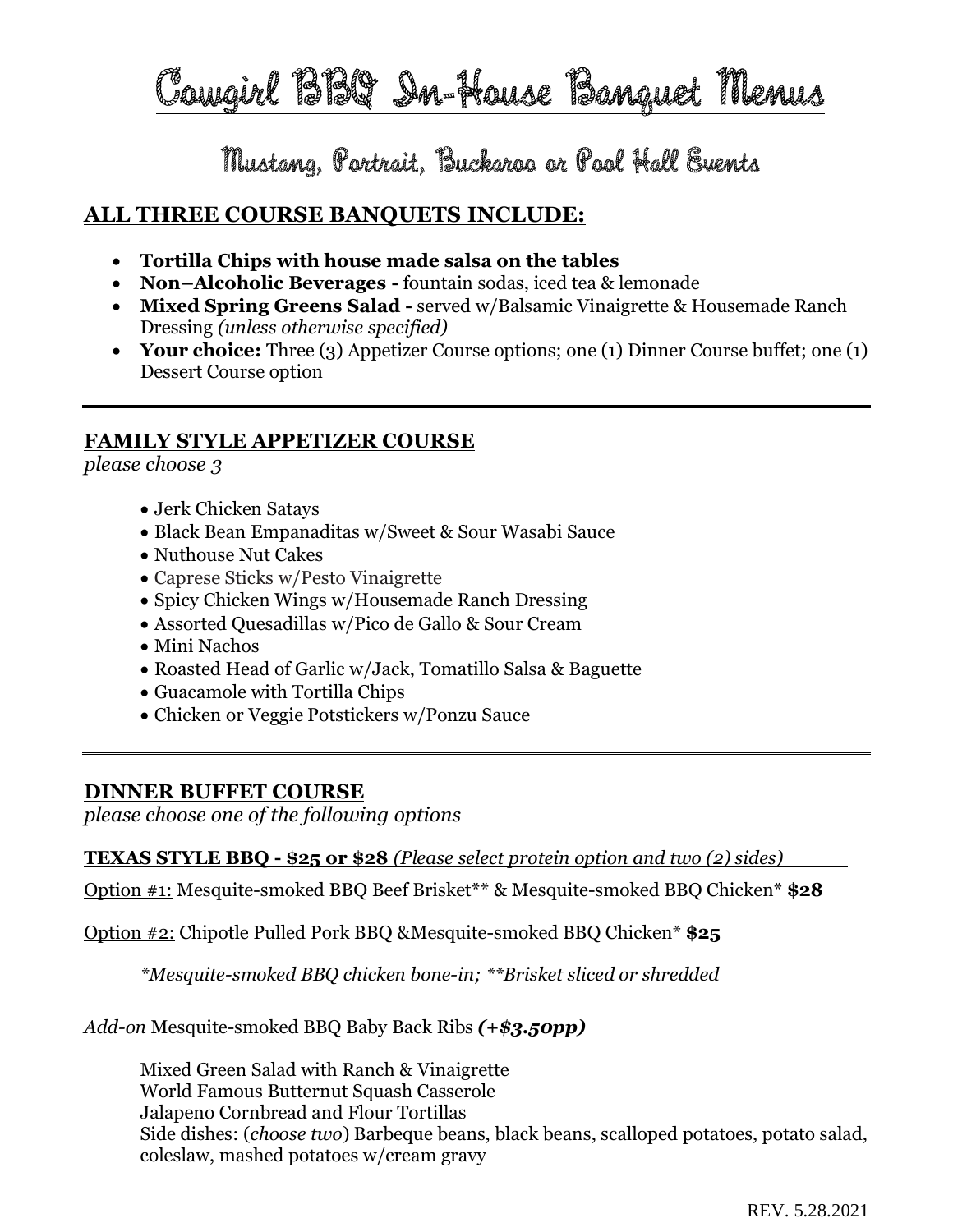# Cowgirl BBQ In-House Banquet Menus

## Mustang, Portrait, Buckaroo or Pool Hall Events

### ALL THREE COURSE BANQUETS INCLUDE:

- **Tortilla Chips with house made salsa on the tables**
- **Non–Alcoholic Beverages -** fountain sodas, iced tea & lemonade
- **Mixed Spring Greens Salad -** served w/Balsamic Vinaigrette & Housemade Ranch Dressing *(unless otherwise specified)*
- **Your choice:** Three (3) Appetizer Course options; one (1) Dinner Course buffet; one (1) Dessert Course option

---

### FAMILY STYLE APPETIZER COURSE

*please choose 3*

- Jerk Chicken Satays
- Black Bean Empanaditas w/Sweet & Sour Wasabi Sauce
- Nuthouse Nut Cakes
- Caprese Sticks w/Pesto Vinaigrette
- Spicy Chicken Wings w/Housemade Ranch Dressing
- Assorted Quesadillas w/Pico de Gallo & Sour Cream
- Mini Nachos
- Roasted Head of Garlic w/Jack, Tomatillo Salsa & Baguette
- Guacamole with Tortilla Chips
- Chicken or Veggie Potstickers w/Ponzu Sauce

---

### DINNER BUFFET COURSE

*please choose one of the following options*

**TEXAS STYLE BBQ - $25 or $28** *(Please select protein option and two (2) sides)*

Option #1: Mesquite-smoked BBQ Beef Brisket** & Mesquite-smoked BBQ Chicken* **$28**

Option #2: Chipotle Pulled Pork BBQ &Mesquite-smoked BBQ Chicken* **$25**

*\*Mesquite-smoked BBQ chicken bone-in; \*\*Brisket sliced or shredded*

*Add-on* Mesquite-smoked BBQ Baby Back Ribs ***(+$3.50pp)***

Mixed Green Salad with Ranch & Vinaigrette
World Famous Butternut Squash Casserole
Jalapeno Cornbread and Flour Tortillas
Side dishes: (*choose two*) Barbeque beans, black beans, scalloped potatoes, potato salad, coleslaw, mashed potatoes w/cream gravy

REV. 5.28.2021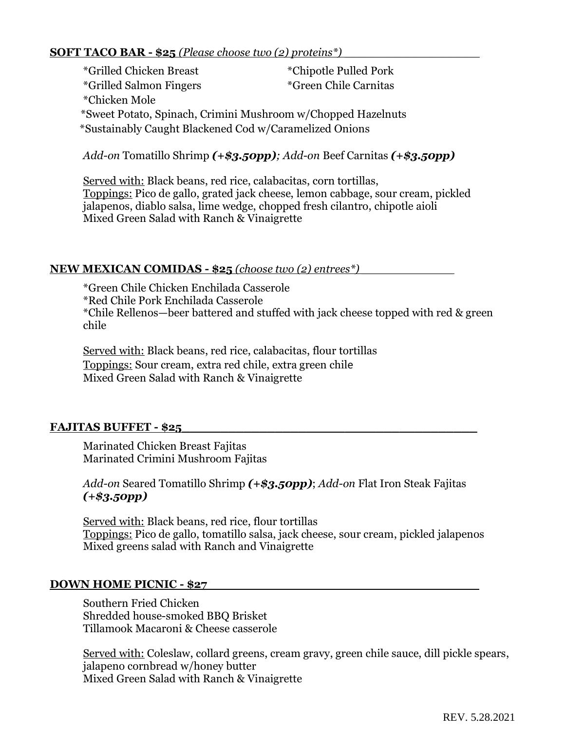## **SOFT TACO BAR - $25** *(Please choose two (2) proteins*)*

*Grilled Chicken Breast
*Chipotle Pulled Pork
*Grilled Salmon Fingers
*Green Chile Carnitas
*Chicken Mole
*Sweet Potato, Spinach, Crimini Mushroom w/Chopped Hazelnuts
*Sustainably Caught Blackened Cod w/Caramelized Onions

*Add-on* Tomatillo Shrimp ***(+$3.50pp)***; *Add-on* Beef Carnitas ***(+$3.50pp)***

Served with: Black beans, red rice, calabacitas, corn tortillas,
Toppings: Pico de gallo, grated jack cheese, lemon cabbage, sour cream, pickled jalapenos, diablo salsa, lime wedge, chopped fresh cilantro, chipotle aioli
Mixed Green Salad with Ranch & Vinaigrette

## **NEW MEXICAN COMIDAS - $25** *(choose two (2) entrees*)*

*Green Chile Chicken Enchilada Casserole
*Red Chile Pork Enchilada Casserole
*Chile Rellenos—beer battered and stuffed with jack cheese topped with red & green chile

Served with: Black beans, red rice, calabacitas, flour tortillas
Toppings: Sour cream, extra red chile, extra green chile
Mixed Green Salad with Ranch & Vinaigrette

## **FAJITAS BUFFET - $25**

Marinated Chicken Breast Fajitas
Marinated Crimini Mushroom Fajitas

*Add-on* Seared Tomatillo Shrimp ***(+$3.50pp)***; *Add-on* Flat Iron Steak Fajitas ***(+$3.50pp)***

Served with: Black beans, red rice, flour tortillas
Toppings: Pico de gallo, tomatillo salsa, jack cheese, sour cream, pickled jalapenos
Mixed greens salad with Ranch and Vinaigrette

## **DOWN HOME PICNIC - $27**

Southern Fried Chicken
Shredded house-smoked BBQ Brisket
Tillamook Macaroni & Cheese casserole

Served with: Coleslaw, collard greens, cream gravy, green chile sauce, dill pickle spears, jalapeno cornbread w/honey butter
Mixed Green Salad with Ranch & Vinaigrette

REV. 5.28.2021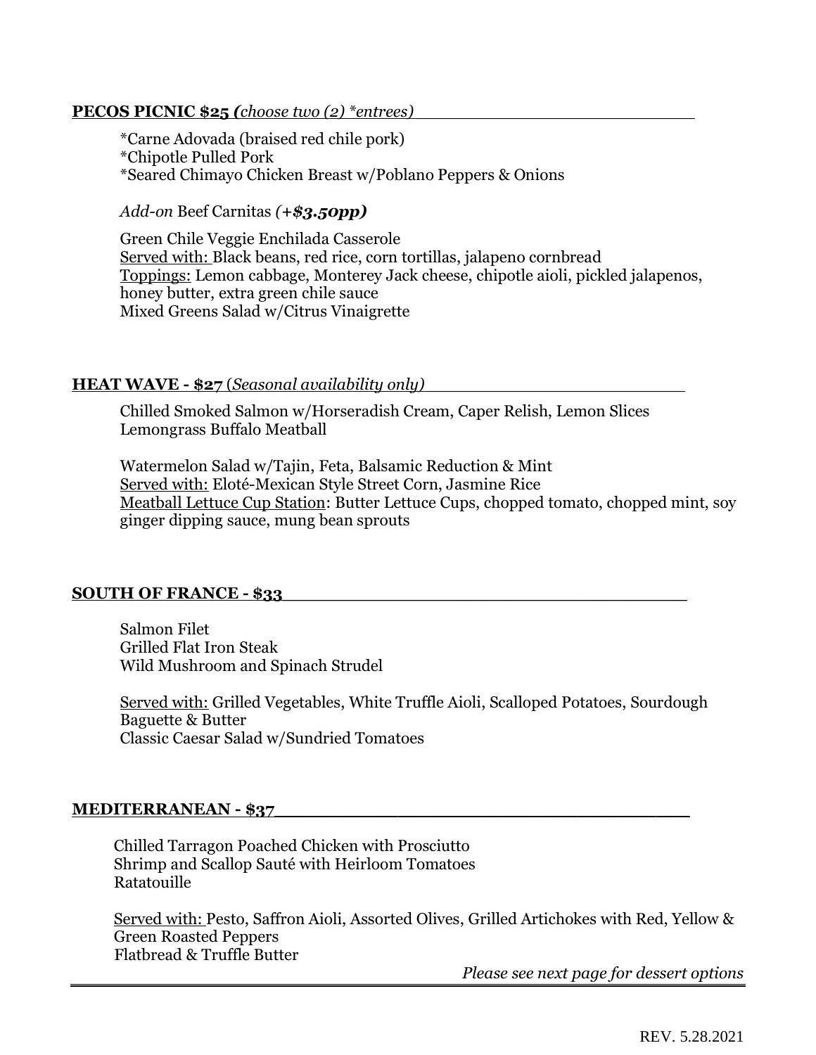**PECOS PICNIC $25 (*choose two (2) *entrees*)**

*Carne Adovada (braised red chile pork)
*Chipotle Pulled Pork
*Seared Chimayo Chicken Breast w/Poblano Peppers & Onions

*Add-on* Beef Carnitas ***(+$3.50pp)***

Green Chile Veggie Enchilada Casserole
Served with: Black beans, red rice, corn tortillas, jalapeno cornbread
Toppings: Lemon cabbage, Monterey Jack cheese, chipotle aioli, pickled jalapenos, honey butter, extra green chile sauce
Mixed Greens Salad w/Citrus Vinaigrette

**HEAT WAVE - $27** (*Seasonal availability only*)

Chilled Smoked Salmon w/Horseradish Cream, Caper Relish, Lemon Slices
Lemongrass Buffalo Meatball

Watermelon Salad w/Tajin, Feta, Balsamic Reduction & Mint
Served with: Eloté-Mexican Style Street Corn, Jasmine Rice
Meatball Lettuce Cup Station: Butter Lettuce Cups, chopped tomato, chopped mint, soy ginger dipping sauce, mung bean sprouts

**SOUTH OF FRANCE - $33**

Salmon Filet
Grilled Flat Iron Steak
Wild Mushroom and Spinach Strudel

Served with: Grilled Vegetables, White Truffle Aioli, Scalloped Potatoes, Sourdough Baguette & Butter
Classic Caesar Salad w/Sundried Tomatoes

**MEDITERRANEAN - $37**

Chilled Tarragon Poached Chicken with Prosciutto
Shrimp and Scallop Sauté with Heirloom Tomatoes
Ratatouille

Served with: Pesto, Saffron Aioli, Assorted Olives, Grilled Artichokes with Red, Yellow & Green Roasted Peppers
Flatbread & Truffle Butter

*Please see next page for dessert options*

REV. 5.28.2021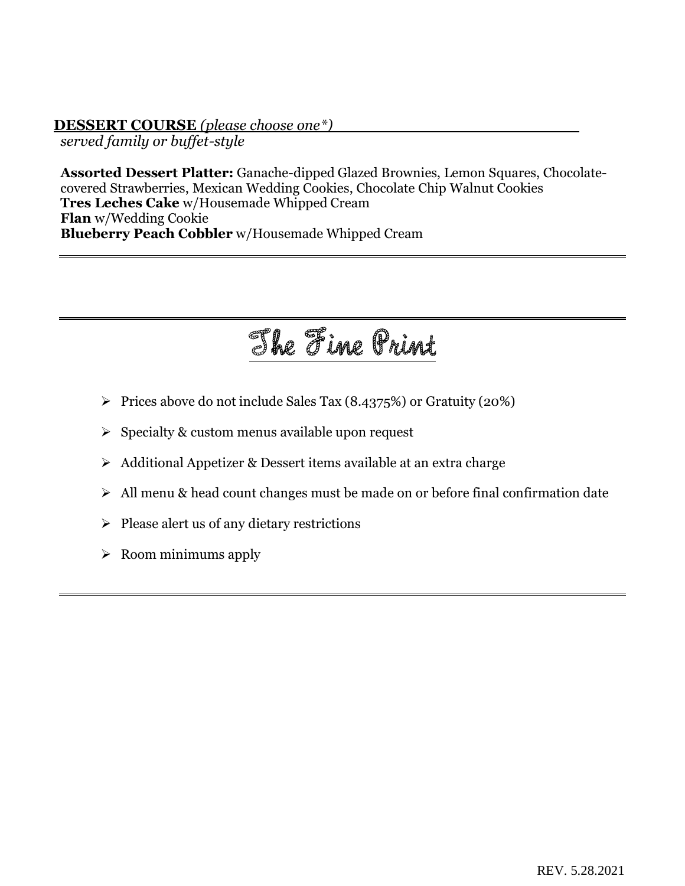**DESSERT COURSE** *(please choose one\*)*
*served family or buffet-style*

**Assorted Dessert Platter:** Ganache-dipped Glazed Brownies, Lemon Squares, Chocolate-covered Strawberries, Mexican Wedding Cookies, Chocolate Chip Walnut Cookies
**Tres Leches Cake** w/Housemade Whipped Cream
**Flan** w/Wedding Cookie
**Blueberry Peach Cobbler** w/Housemade Whipped Cream

---

## The Fine Print

- Prices above do not include Sales Tax (8.4375%) or Gratuity (20%)
- Specialty & custom menus available upon request
- Additional Appetizer & Dessert items available at an extra charge
- All menu & head count changes must be made on or before final confirmation date
- Please alert us of any dietary restrictions
- Room minimums apply

---

REV. 5.28.2021